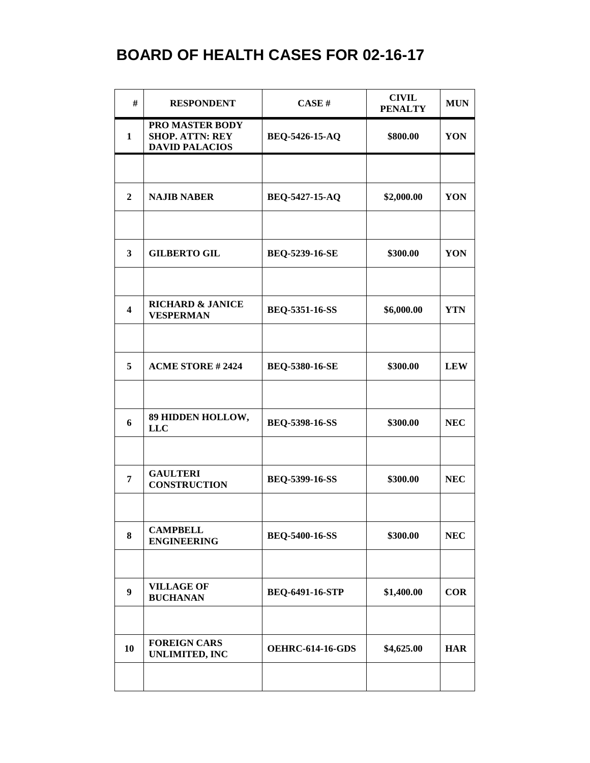# BOARD OF HEALTH CASES FOR 02-16-17

| # | RESPONDENT | CASE # | CIVIL PENALTY | MUN |
|---|---|---|---|---|
| 1 | PRO MASTER BODY SHOP. ATTN: REY DAVID PALACIOS | BEQ-5426-15-AQ | $800.00 | YON |
| | | | | |
| 2 | NAJIB NABER | BEQ-5427-15-AQ | $2,000.00 | YON |
| | | | | |
| 3 | GILBERTO GIL | BEQ-5239-16-SE | $300.00 | YON |
| | | | | |
| 4 | RICHARD & JANICE VESPERMAN | BEQ-5351-16-SS | $6,000.00 | YTN |
| | | | | |
| 5 | ACME STORE # 2424 | BEQ-5380-16-SE | $300.00 | LEW |
| | | | | |
| 6 | 89 HIDDEN HOLLOW, LLC | BEQ-5398-16-SS | $300.00 | NEC |
| | | | | |
| 7 | GAULTERI CONSTRUCTION | BEQ-5399-16-SS | $300.00 | NEC |
| | | | | |
| 8 | CAMPBELL ENGINEERING | BEQ-5400-16-SS | $300.00 | NEC |
| | | | | |
| 9 | VILLAGE OF BUCHANAN | BEQ-6491-16-STP | $1,400.00 | COR |
| | | | | |
| 10 | FOREIGN CARS UNLIMITED, INC | OEHRC-614-16-GDS | $4,625.00 | HAR |
| | | | | |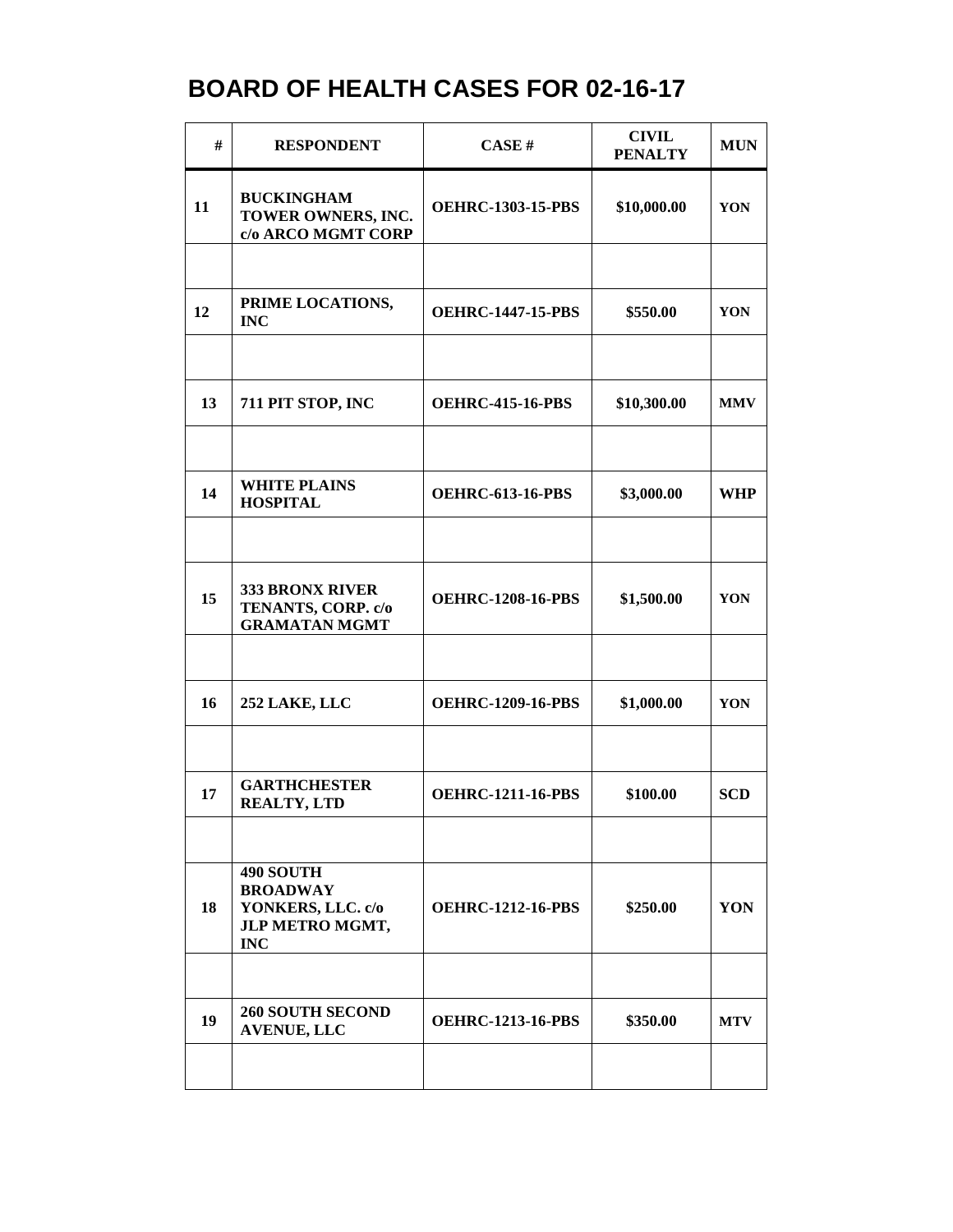# BOARD OF HEALTH CASES FOR 02-16-17

| # | RESPONDENT | CASE # | CIVIL PENALTY | MUN |
|---|---|---|---|---|
| 11 | BUCKINGHAM TOWER OWNERS, INC. c/o ARCO MGMT CORP | OEHRC-1303-15-PBS | $10,000.00 | YON |
| | | | | |
| 12 | PRIME LOCATIONS, INC | OEHRC-1447-15-PBS | $550.00 | YON |
| | | | | |
| 13 | 711 PIT STOP, INC | OEHRC-415-16-PBS | $10,300.00 | MMV |
| | | | | |
| 14 | WHITE PLAINS HOSPITAL | OEHRC-613-16-PBS | $3,000.00 | WHP |
| | | | | |
| 15 | 333 BRONX RIVER TENANTS, CORP. c/o GRAMATAN MGMT | OEHRC-1208-16-PBS | $1,500.00 | YON |
| | | | | |
| 16 | 252 LAKE, LLC | OEHRC-1209-16-PBS | $1,000.00 | YON |
| | | | | |
| 17 | GARTHCHESTER REALTY, LTD | OEHRC-1211-16-PBS | $100.00 | SCD |
| | | | | |
| 18 | 490 SOUTH BROADWAY YONKERS, LLC. c/o JLP METRO MGMT, INC | OEHRC-1212-16-PBS | $250.00 | YON |
| | | | | |
| 19 | 260 SOUTH SECOND AVENUE, LLC | OEHRC-1213-16-PBS | $350.00 | MTV |
| | | | | |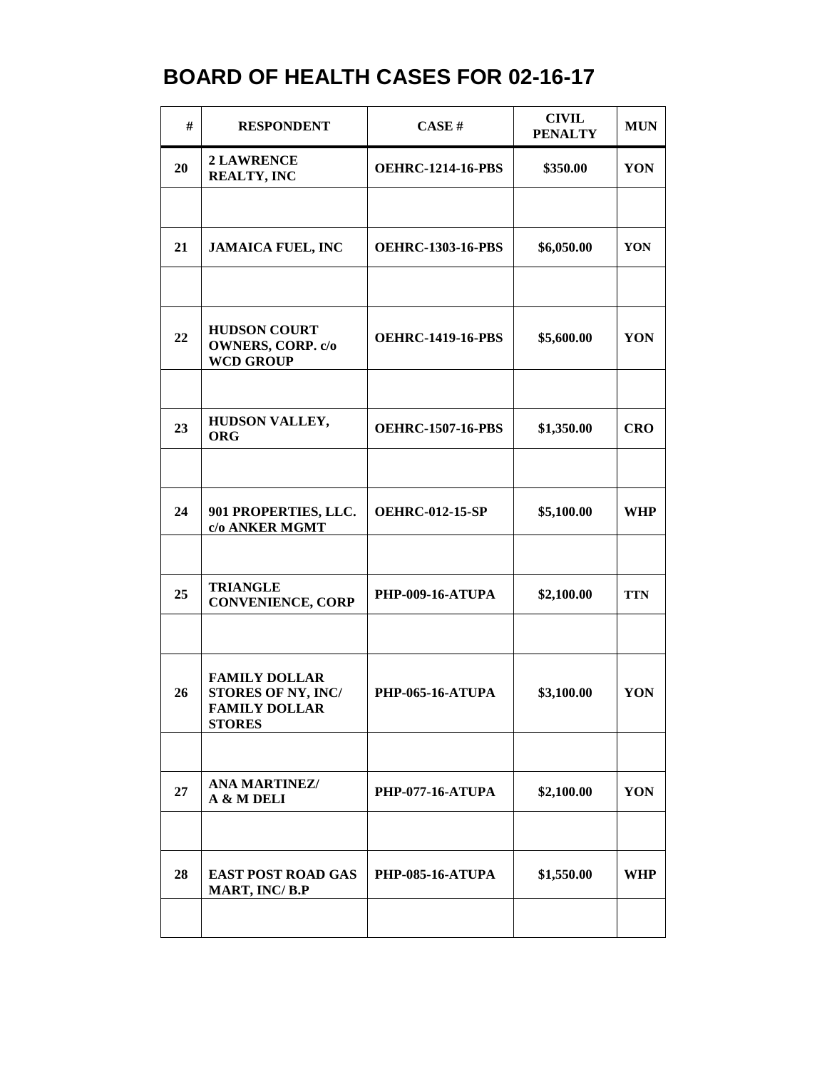# BOARD OF HEALTH CASES FOR 02-16-17

| # | RESPONDENT | CASE # | CIVIL PENALTY | MUN |
|---|---|---|---|---|
| 20 | **2 LAWRENCE REALTY, INC** | **OEHRC-1214-16-PBS** | **$350.00** | **YON** |
| | | | | |
| 21 | **JAMAICA FUEL, INC** | **OEHRC-1303-16-PBS** | **$6,050.00** | **YON** |
| | | | | |
| 22 | **HUDSON COURT OWNERS, CORP. c/o WCD GROUP** | **OEHRC-1419-16-PBS** | **$5,600.00** | **YON** |
| | | | | |
| 23 | **HUDSON VALLEY, ORG** | **OEHRC-1507-16-PBS** | **$1,350.00** | **CRO** |
| | | | | |
| 24 | **901 PROPERTIES, LLC. c/o ANKER MGMT** | **OEHRC-012-15-SP** | **$5,100.00** | **WHP** |
| | | | | |
| 25 | **TRIANGLE CONVENIENCE, CORP** | **PHP-009-16-ATUPA** | **$2,100.00** | **TTN** |
| | | | | |
| 26 | **FAMILY DOLLAR STORES OF NY, INC/ FAMILY DOLLAR STORES** | **PHP-065-16-ATUPA** | **$3,100.00** | **YON** |
| | | | | |
| 27 | **ANA MARTINEZ/ A & M DELI** | **PHP-077-16-ATUPA** | **$2,100.00** | **YON** |
| | | | | |
| 28 | **EAST POST ROAD GAS MART, INC/ B.P** | **PHP-085-16-ATUPA** | **$1,550.00** | **WHP** |
| | | | | |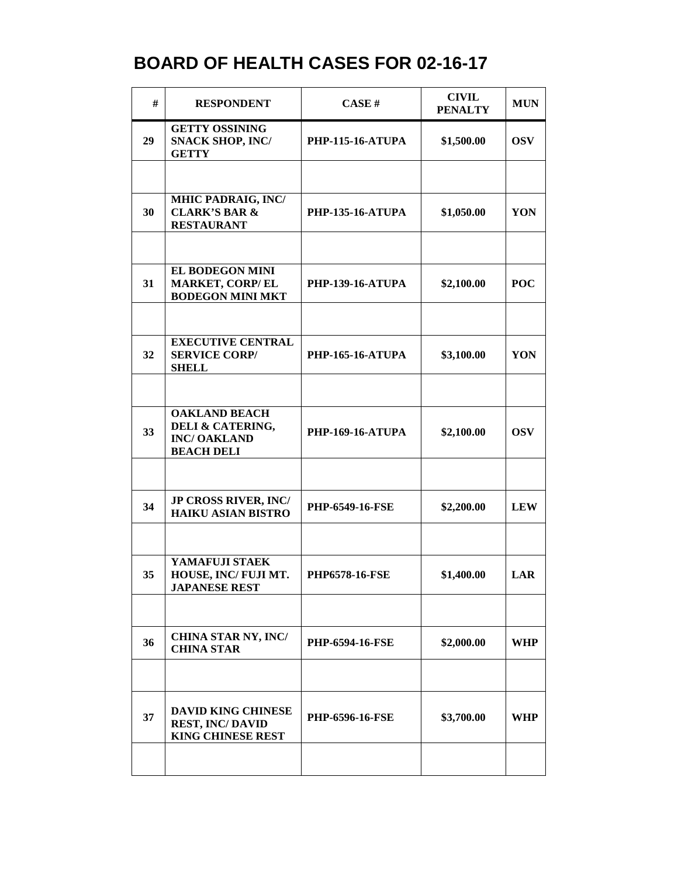# BOARD OF HEALTH CASES FOR 02-16-17

| # | RESPONDENT | CASE # | CIVIL PENALTY | MUN |
|---|---|---|---|---|
| 29 | GETTY OSSINING SNACK SHOP, INC/ GETTY | PHP-115-16-ATUPA | $1,500.00 | OSV |
| | | | | |
| 30 | MHIC PADRAIG, INC/ CLARK'S BAR & RESTAURANT | PHP-135-16-ATUPA | $1,050.00 | YON |
| | | | | |
| 31 | EL BODEGON MINI MARKET, CORP/ EL BODEGON MINI MKT | PHP-139-16-ATUPA | $2,100.00 | POC |
| | | | | |
| 32 | EXECUTIVE CENTRAL SERVICE CORP/ SHELL | PHP-165-16-ATUPA | $3,100.00 | YON |
| | | | | |
| 33 | OAKLAND BEACH DELI & CATERING, INC/ OAKLAND BEACH DELI | PHP-169-16-ATUPA | $2,100.00 | OSV |
| | | | | |
| 34 | JP CROSS RIVER, INC/ HAIKU ASIAN BISTRO | PHP-6549-16-FSE | $2,200.00 | LEW |
| | | | | |
| 35 | YAMAFUJI STAEK HOUSE, INC/ FUJI MT. JAPANESE REST | PHP6578-16-FSE | $1,400.00 | LAR |
| | | | | |
| 36 | CHINA STAR NY, INC/ CHINA STAR | PHP-6594-16-FSE | $2,000.00 | WHP |
| | | | | |
| 37 | DAVID KING CHINESE REST, INC/ DAVID KING CHINESE REST | PHP-6596-16-FSE | $3,700.00 | WHP |
| | | | | |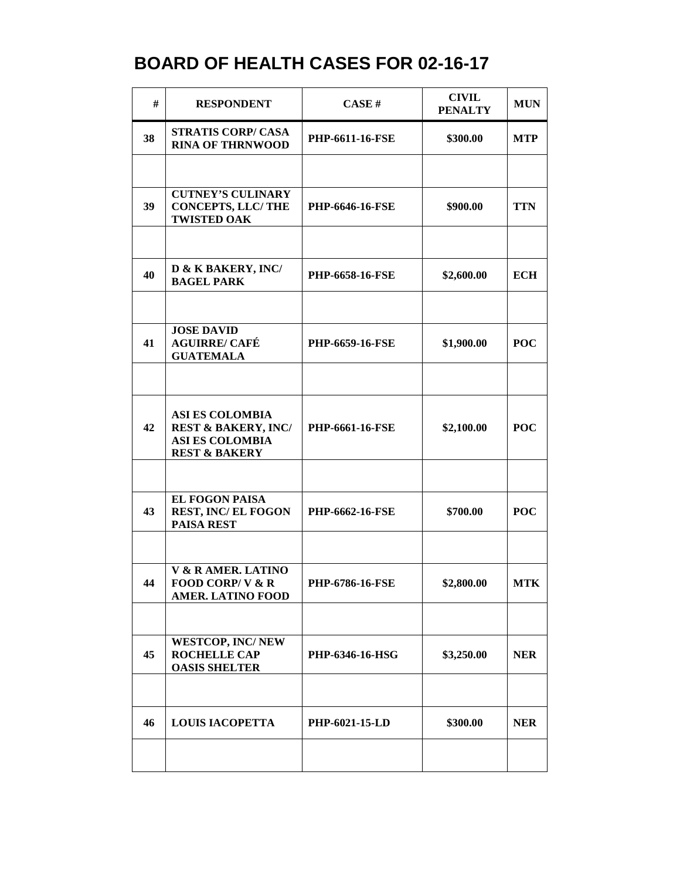# BOARD OF HEALTH CASES FOR 02-16-17

| # | RESPONDENT | CASE # | CIVIL PENALTY | MUN |
|---|---|---|---|---|
| 38 | STRATIS CORP/ CASA RINA OF THRNWOOD | PHP-6611-16-FSE | $300.00 | MTP |
| | | | | |
| 39 | CUTNEY'S CULINARY CONCEPTS, LLC/ THE TWISTED OAK | PHP-6646-16-FSE | $900.00 | TTN |
| | | | | |
| 40 | D & K BAKERY, INC/ BAGEL PARK | PHP-6658-16-FSE | $2,600.00 | ECH |
| | | | | |
| 41 | JOSE DAVID AGUIRRE/ CAFÉ GUATEMALA | PHP-6659-16-FSE | $1,900.00 | POC |
| | | | | |
| 42 | ASI ES COLOMBIA REST & BAKERY, INC/ ASI ES COLOMBIA REST & BAKERY | PHP-6661-16-FSE | $2,100.00 | POC |
| | | | | |
| 43 | EL FOGON PAISA REST, INC/ EL FOGON PAISA REST | PHP-6662-16-FSE | $700.00 | POC |
| | | | | |
| 44 | V & R AMER. LATINO FOOD CORP/ V & R AMER. LATINO FOOD | PHP-6786-16-FSE | $2,800.00 | MTK |
| | | | | |
| 45 | WESTCOP, INC/ NEW ROCHELLE CAP OASIS SHELTER | PHP-6346-16-HSG | $3,250.00 | NER |
| | | | | |
| 46 | LOUIS IACOPETTA | PHP-6021-15-LD | $300.00 | NER |
| | | | | |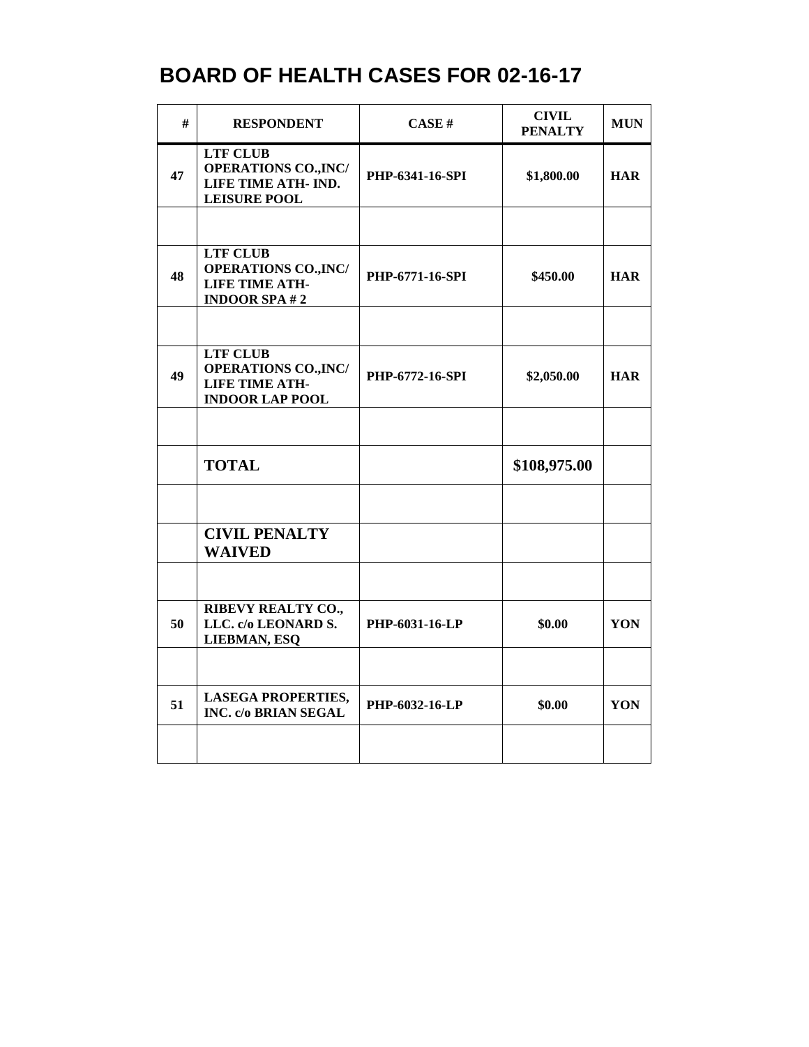# BOARD OF HEALTH CASES FOR 02-16-17

| # | RESPONDENT | CASE # | CIVIL PENALTY | MUN |
|---|---|---|---|---|
| 47 | LTF CLUB OPERATIONS CO.,INC/ LIFE TIME ATH- IND. LEISURE POOL | PHP-6341-16-SPI | $1,800.00 | HAR |
| | | | | |
| 48 | LTF CLUB OPERATIONS CO.,INC/ LIFE TIME ATH- INDOOR SPA # 2 | PHP-6771-16-SPI | $450.00 | HAR |
| | | | | |
| 49 | LTF CLUB OPERATIONS CO.,INC/ LIFE TIME ATH- INDOOR LAP POOL | PHP-6772-16-SPI | $2,050.00 | HAR |
| | | | | |
| | **TOTAL** | | **$108,975.00** | |
| | | | | |
| | **CIVIL PENALTY WAIVED** | | | |
| | | | | |
| 50 | RIBEVY REALTY CO., LLC. c/o LEONARD S. LIEBMAN, ESQ | PHP-6031-16-LP | $0.00 | YON |
| | | | | |
| 51 | LASEGA PROPERTIES, INC. c/o BRIAN SEGAL | PHP-6032-16-LP | $0.00 | YON |
| | | | | |